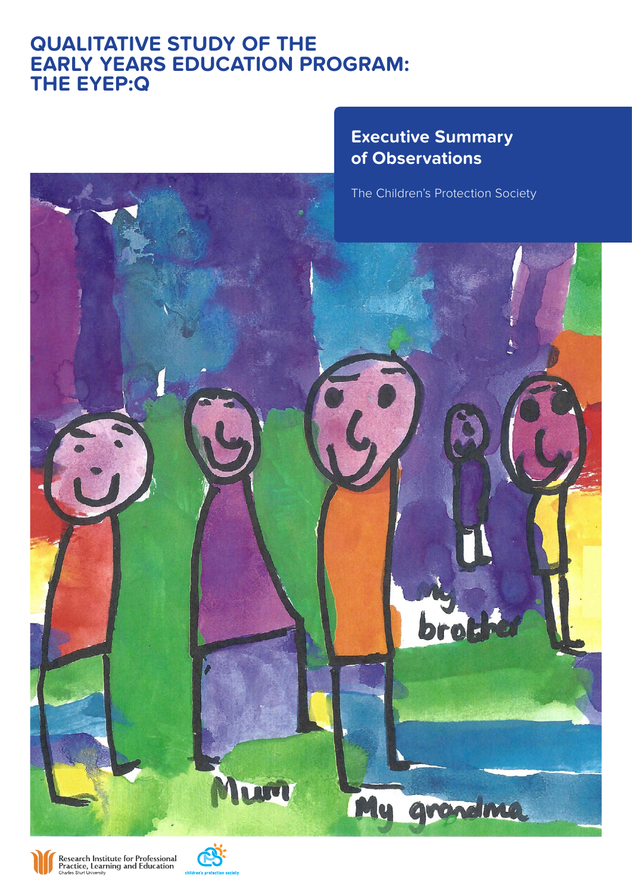# QUALITATIVE STUDY OF THE EARLY YEARS EDUCATION PROGRAM: THE EYEP:Q

## Executive Summary of Observations

The Children's Protection Society

Research Institute for Professional Practice, Learning and Education
Charles Sturt University

children's protection society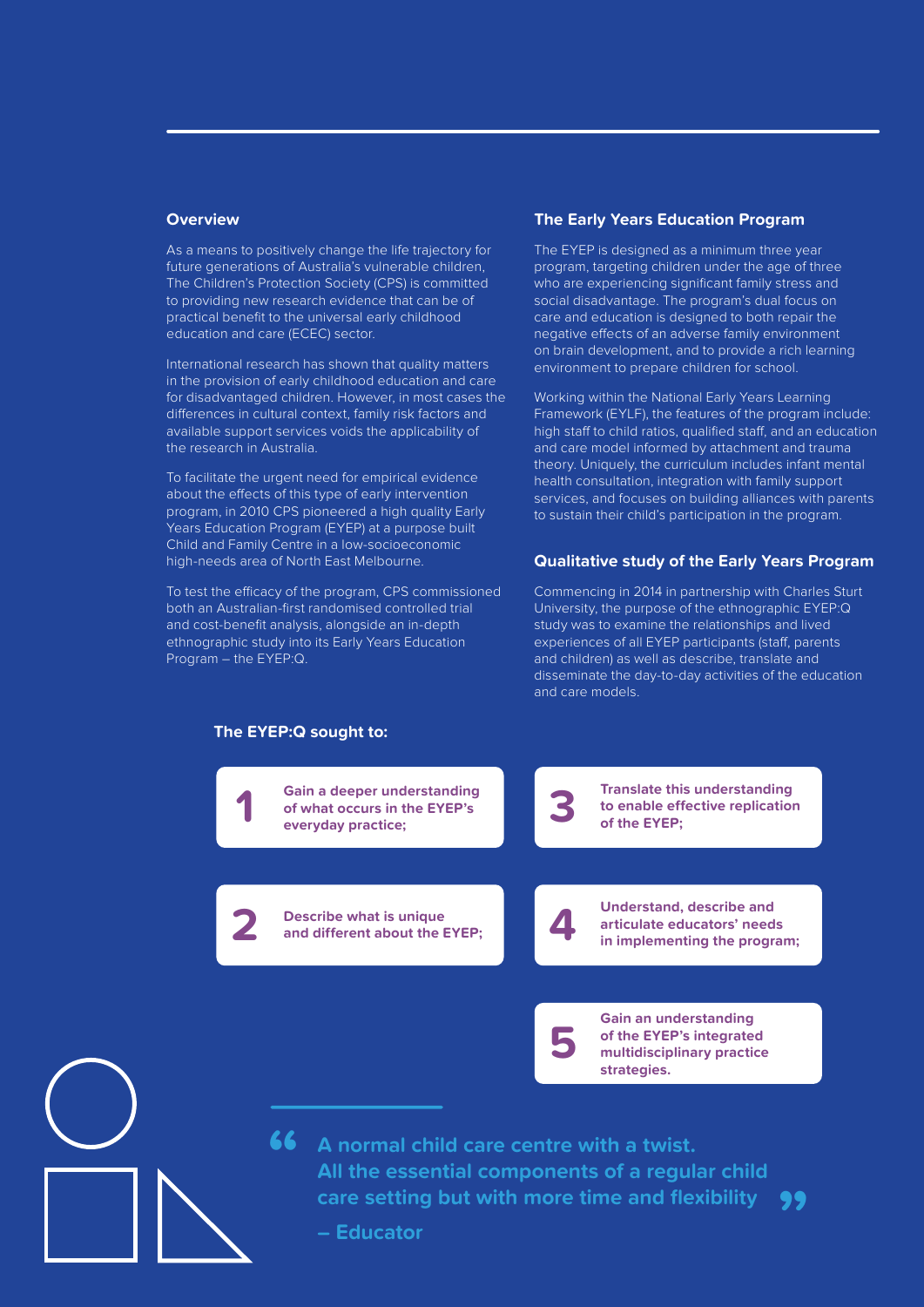## Overview

As a means to positively change the life trajectory for future generations of Australia's vulnerable children, The Children's Protection Society (CPS) is committed to providing new research evidence that can be of practical benefit to the universal early childhood education and care (ECEC) sector.

International research has shown that quality matters in the provision of early childhood education and care for disadvantaged children. However, in most cases the differences in cultural context, family risk factors and available support services voids the applicability of the research in Australia.

To facilitate the urgent need for empirical evidence about the effects of this type of early intervention program, in 2010 CPS pioneered a high quality Early Years Education Program (EYEP) at a purpose built Child and Family Centre in a low-socioeconomic high-needs area of North East Melbourne.

To test the efficacy of the program, CPS commissioned both an Australian-first randomised controlled trial and cost-benefit analysis, alongside an in-depth ethnographic study into its Early Years Education Program – the EYEP:Q.

## The Early Years Education Program

The EYEP is designed as a minimum three year program, targeting children under the age of three who are experiencing significant family stress and social disadvantage. The program's dual focus on care and education is designed to both repair the negative effects of an adverse family environment on brain development, and to provide a rich learning environment to prepare children for school.

Working within the National Early Years Learning Framework (EYLF), the features of the program include: high staff to child ratios, qualified staff, and an education and care model informed by attachment and trauma theory. Uniquely, the curriculum includes infant mental health consultation, integration with family support services, and focuses on building alliances with parents to sustain their child's participation in the program.

## Qualitative study of the Early Years Program

Commencing in 2014 in partnership with Charles Sturt University, the purpose of the ethnographic EYEP:Q study was to examine the relationships and lived experiences of all EYEP participants (staff, parents and children) as well as describe, translate and disseminate the day-to-day activities of the education and care models.

### The EYEP:Q sought to:

1. **Gain a deeper understanding of what occurs in the EYEP's everyday practice;**
2. **Describe what is unique and different about the EYEP;**
3. **Translate this understanding to enable effective replication of the EYEP;**
4. **Understand, describe and articulate educators' needs in implementing the program;**
5. **Gain an understanding of the EYEP's integrated multidisciplinary practice strategies.**

> **"A normal child care centre with a twist. All the essential components of a regular child care setting but with more time and flexibility"**
>
> **– Educator**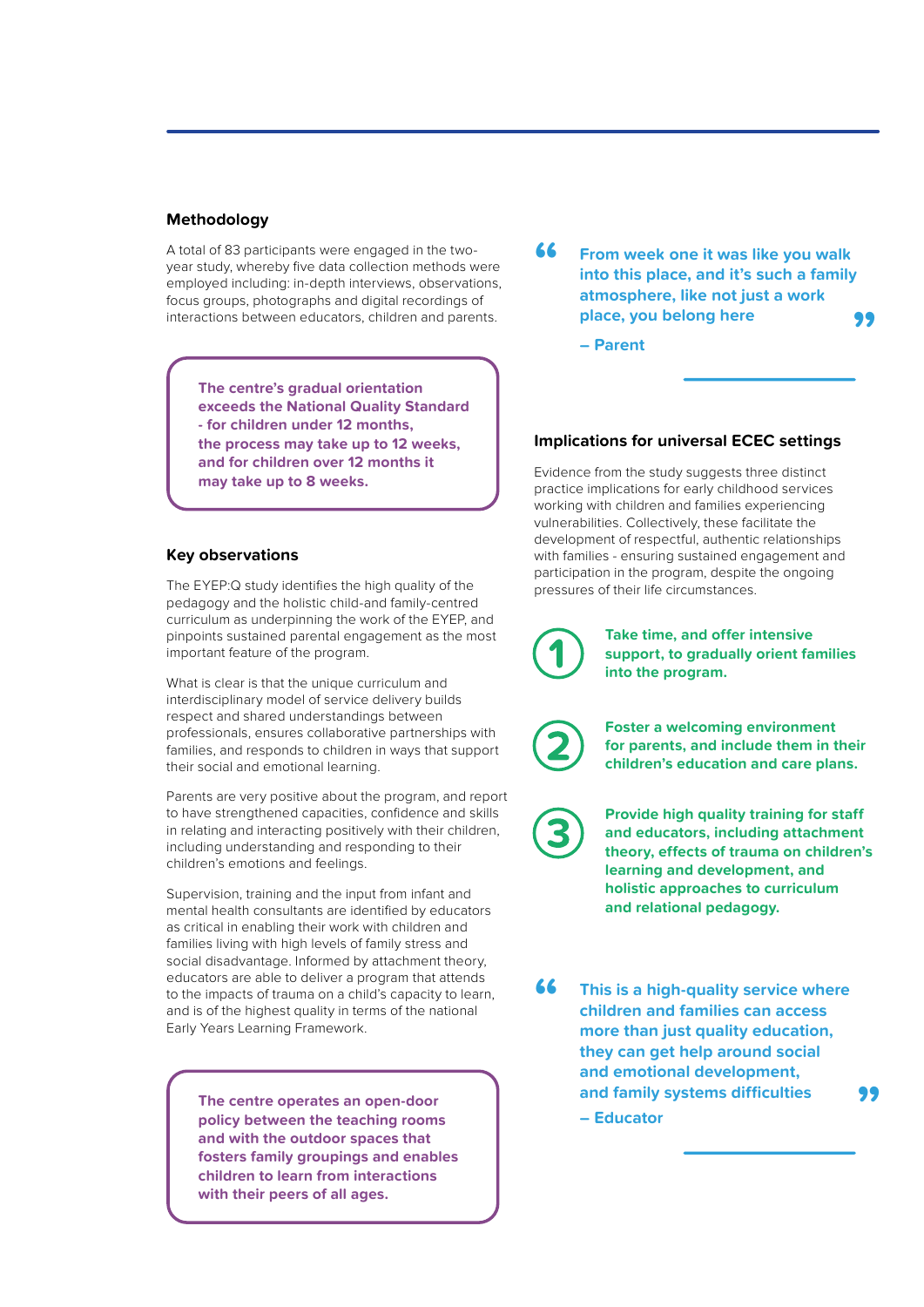## Methodology

A total of 83 participants were engaged in the two-year study, whereby five data collection methods were employed including: in-depth interviews, observations, focus groups, photographs and digital recordings of interactions between educators, children and parents.

> **The centre's gradual orientation exceeds the National Quality Standard - for children under 12 months, the process may take up to 12 weeks, and for children over 12 months it may take up to 8 weeks.**

## Key observations

The EYEP:Q study identifies the high quality of the pedagogy and the holistic child-and family-centred curriculum as underpinning the work of the EYEP, and pinpoints sustained parental engagement as the most important feature of the program.

What is clear is that the unique curriculum and interdisciplinary model of service delivery builds respect and shared understandings between professionals, ensures collaborative partnerships with families, and responds to children in ways that support their social and emotional learning.

Parents are very positive about the program, and report to have strengthened capacities, confidence and skills in relating and interacting positively with their children, including understanding and responding to their children's emotions and feelings.

Supervision, training and the input from infant and mental health consultants are identified by educators as critical in enabling their work with children and families living with high levels of family stress and social disadvantage. Informed by attachment theory, educators are able to deliver a program that attends to the impacts of trauma on a child's capacity to learn, and is of the highest quality in terms of the national Early Years Learning Framework.

> **The centre operates an open-door policy between the teaching rooms and with the outdoor spaces that fosters family groupings and enables children to learn from interactions with their peers of all ages.**

> **"From week one it was like you walk into this place, and it's such a family atmosphere, like not just a work place, you belong here"**
>
> **– Parent**

## Implications for universal ECEC settings

Evidence from the study suggests three distinct practice implications for early childhood services working with children and families experiencing vulnerabilities. Collectively, these facilitate the development of respectful, authentic relationships with families - ensuring sustained engagement and participation in the program, despite the ongoing pressures of their life circumstances.

1. **Take time, and offer intensive support, to gradually orient families into the program.**
2. **Foster a welcoming environment for parents, and include them in their children's education and care plans.**
3. **Provide high quality training for staff and educators, including attachment theory, effects of trauma on children's learning and development, and holistic approaches to curriculum and relational pedagogy.**

> **"This is a high-quality service where children and families can access more than just quality education, they can get help around social and emotional development, and family systems difficulties"**
>
> **– Educator**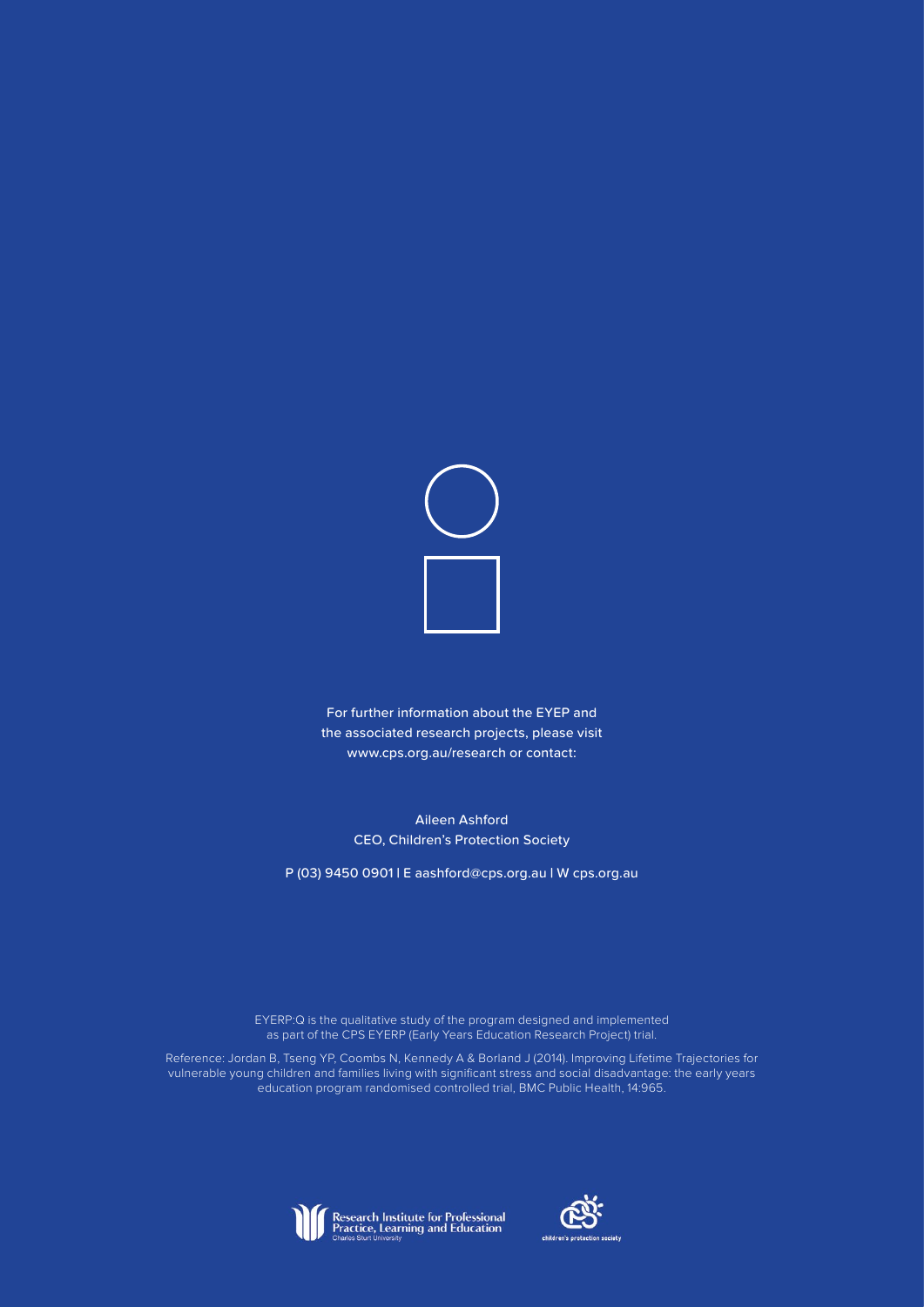For further information about the EYEP and the associated research projects, please visit www.cps.org.au/research or contact:

Aileen Ashford
CEO, Children's Protection Society

P (03) 9450 0901 | E aashford@cps.org.au | W cps.org.au

EYERP:Q is the qualitative study of the program designed and implemented as part of the CPS EYERP (Early Years Education Research Project) trial.

Reference: Jordan B, Tseng YP, Coombs N, Kennedy A & Borland J (2014). Improving Lifetime Trajectories for vulnerable young children and families living with significant stress and social disadvantage: the early years education program randomised controlled trial, BMC Public Health, 14:965.

Research Institute for Professional Practice, Learning and Education
Charles Sturt University

children's protection society